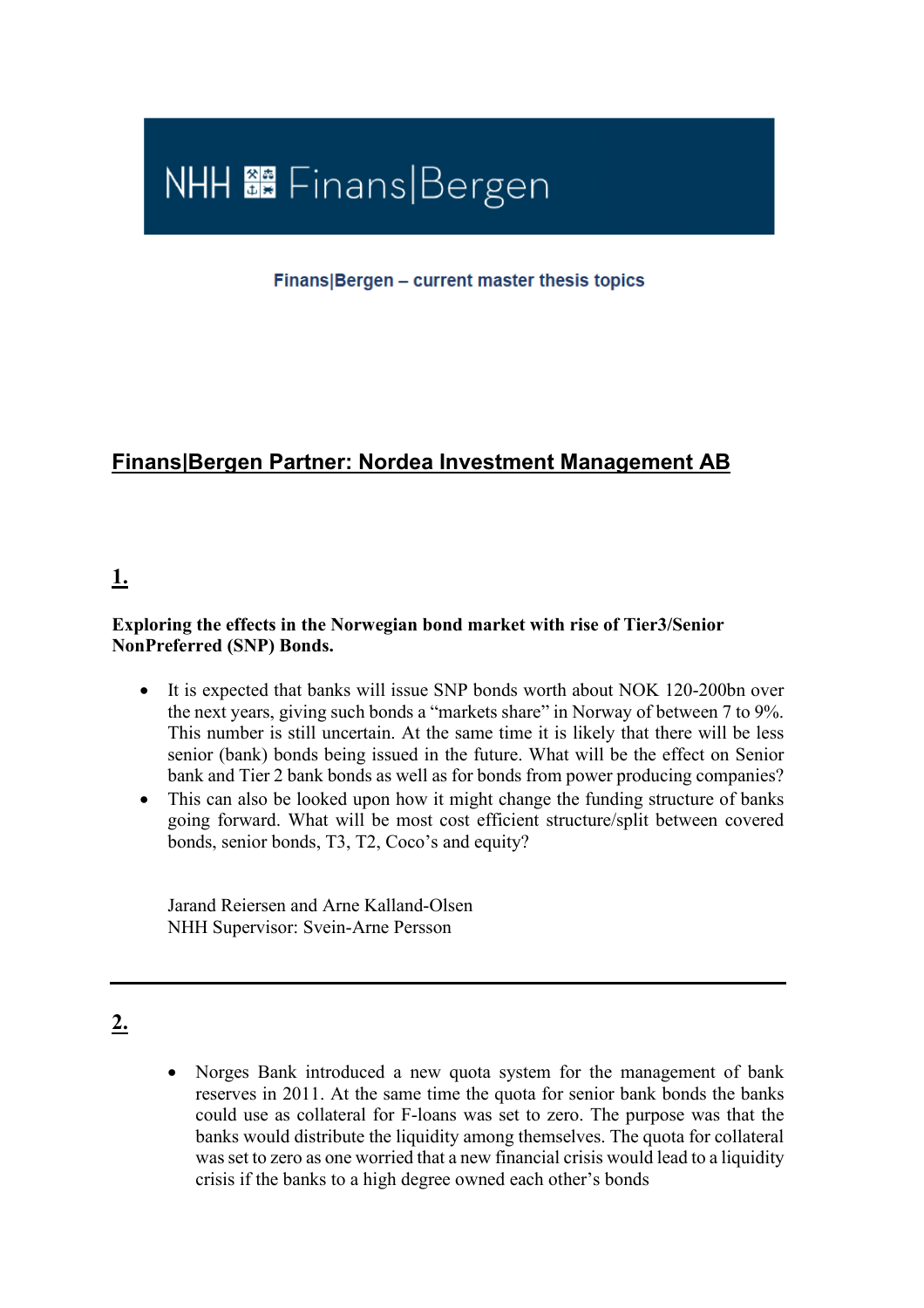# NHH Finans|Bergen

**Finans|Bergen – current master thesis topics**

## Finans|Bergen Partner: Nordea Investment Management AB

### 1.

**Exploring the effects in the Norwegian bond market with rise of Tier3/Senior NonPreferred (SNP) Bonds.**

- It is expected that banks will issue SNP bonds worth about NOK 120-200bn over the next years, giving such bonds a "markets share" in Norway of between 7 to 9%. This number is still uncertain. At the same time it is likely that there will be less senior (bank) bonds being issued in the future. What will be the effect on Senior bank and Tier 2 bank bonds as well as for bonds from power producing companies?
- This can also be looked upon how it might change the funding structure of banks going forward. What will be most cost efficient structure/split between covered bonds, senior bonds, T3, T2, Coco's and equity?

Jarand Reiersen and Arne Kalland-Olsen
NHH Supervisor: Svein-Arne Persson

---

### 2.

- Norges Bank introduced a new quota system for the management of bank reserves in 2011. At the same time the quota for senior bank bonds the banks could use as collateral for F-loans was set to zero. The purpose was that the banks would distribute the liquidity among themselves. The quota for collateral was set to zero as one worried that a new financial crisis would lead to a liquidity crisis if the banks to a high degree owned each other's bonds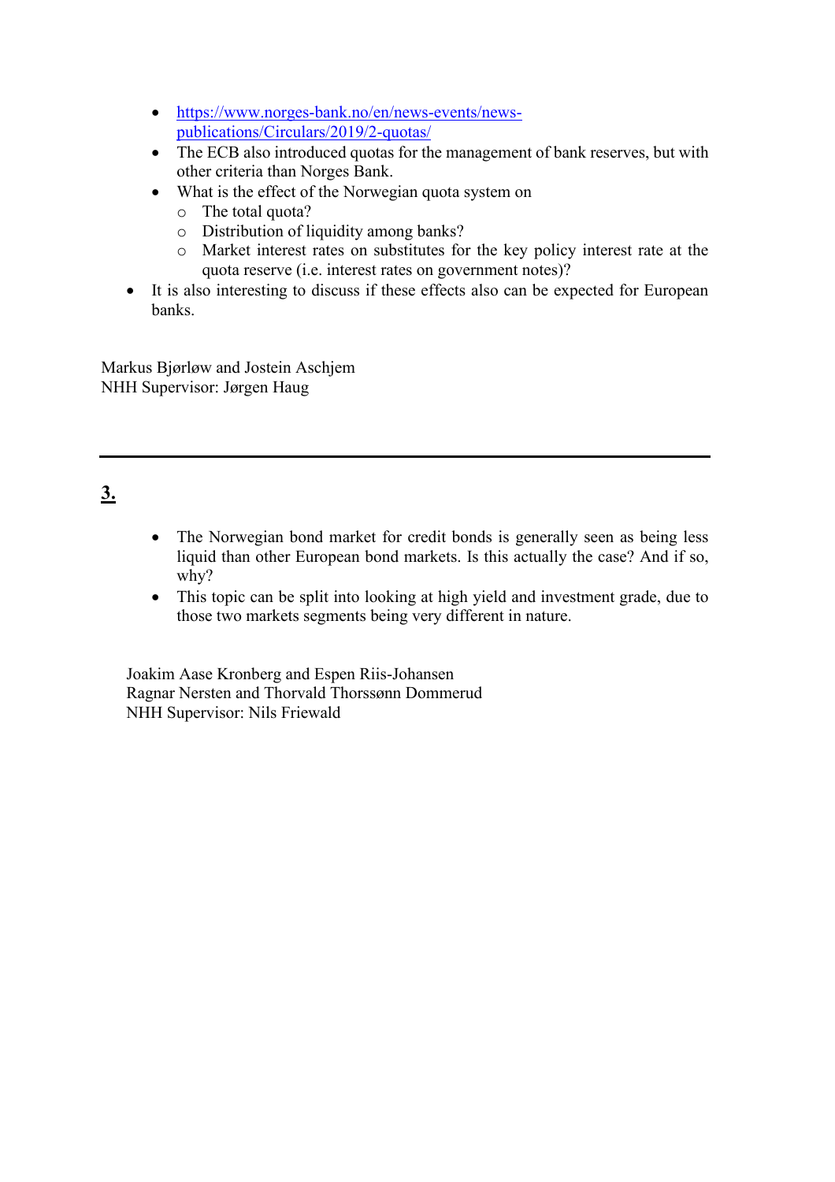- https://www.norges-bank.no/en/news-events/news-publications/Circulars/2019/2-quotas/
- The ECB also introduced quotas for the management of bank reserves, but with other criteria than Norges Bank.
- What is the effect of the Norwegian quota system on
  - The total quota?
  - Distribution of liquidity among banks?
  - Market interest rates on substitutes for the key policy interest rate at the quota reserve (i.e. interest rates on government notes)?

- It is also interesting to discuss if these effects also can be expected for European banks.

Markus Bjørløw and Jostein Aschjem
NHH Supervisor: Jørgen Haug

---

## **3.**

- The Norwegian bond market for credit bonds is generally seen as being less liquid than other European bond markets. Is this actually the case? And if so, why?
- This topic can be split into looking at high yield and investment grade, due to those two markets segments being very different in nature.

Joakim Aase Kronberg and Espen Riis-Johansen
Ragnar Nersten and Thorvald Thorssønn Dommerud
NHH Supervisor: Nils Friewald